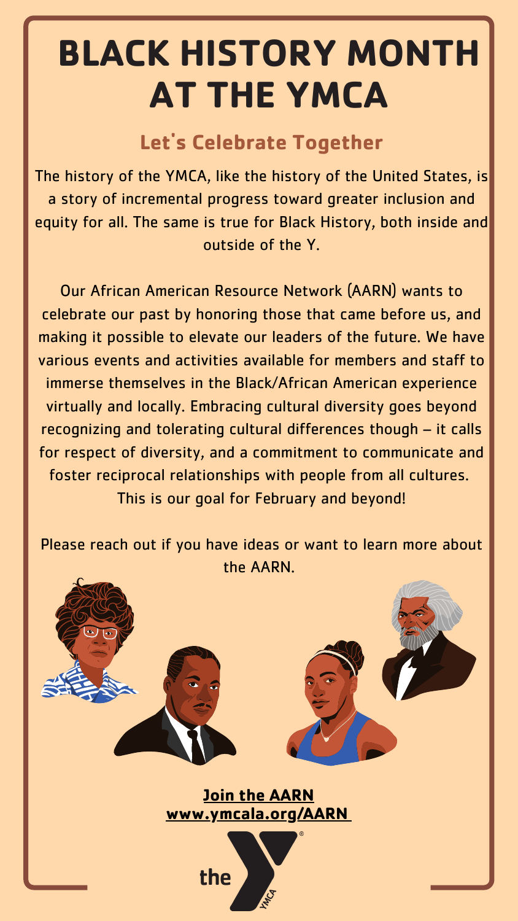# BLACK HISTORY MONTH AT THE YMCA

## Let's Celebrate Together

The history of the YMCA, like the history of the United States, is a story of incremental progress toward greater inclusion and equity for all. The same is true for Black History, both inside and outside of the Y.

Our African American Resource Network (AARN) wants to celebrate our past by honoring those that came before us, and making it possible to elevate our leaders of the future. We have various events and activities available for members and staff to immerse themselves in the Black/African American experience virtually and locally. Embracing cultural diversity goes beyond recognizing and tolerating cultural differences though – it calls for respect of diversity, and a commitment to communicate and foster reciprocal relationships with people from all cultures. This is our goal for February and beyond!

Please reach out if you have ideas or want to learn more about the AARN.

**Join the AARN**
**www.ymcala.org/AARN**

the YMCA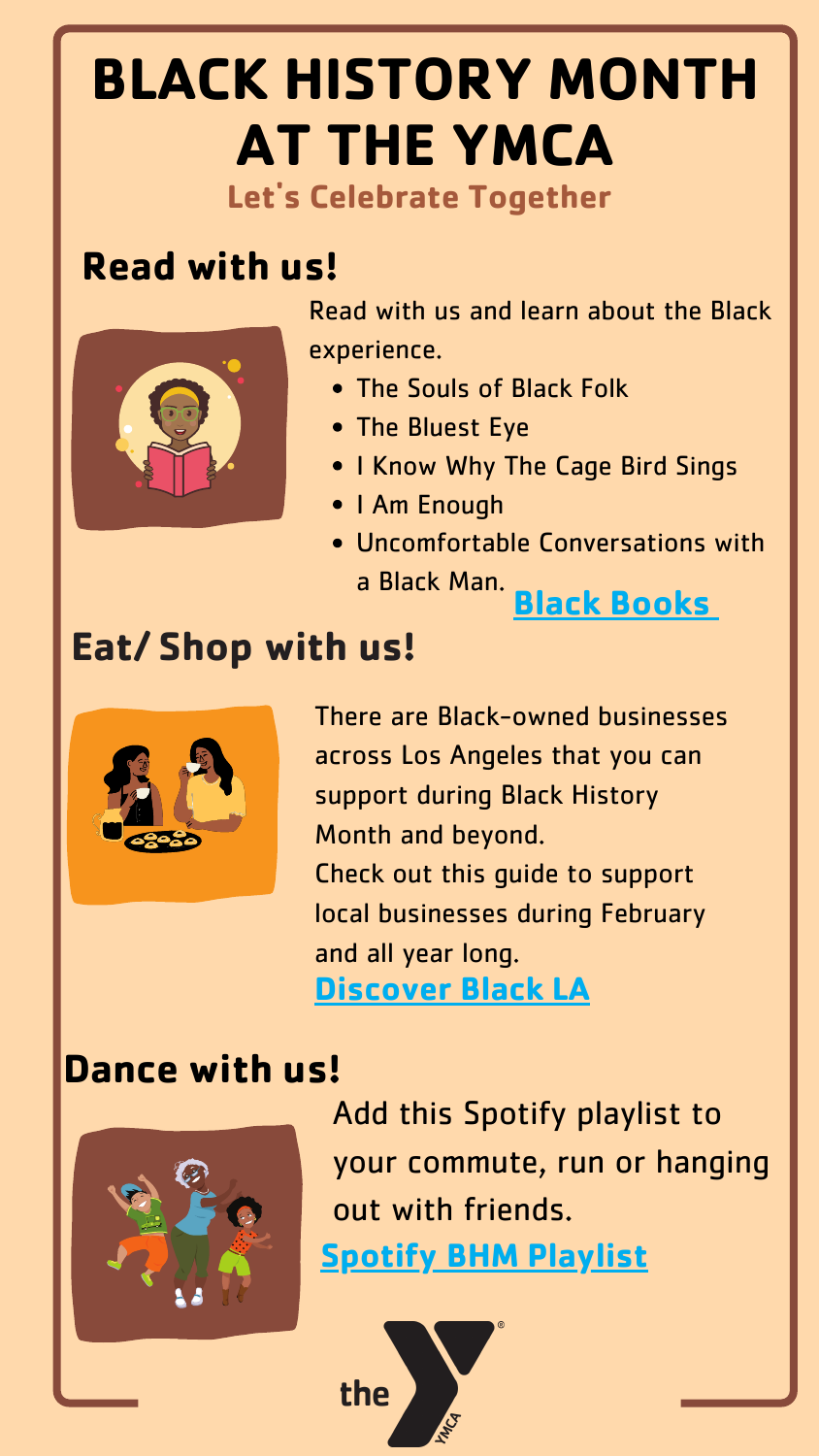# BLACK HISTORY MONTH AT THE YMCA

### Let's Celebrate Together

## Read with us!

Read with us and learn about the Black experience.

- The Souls of Black Folk
- The Bluest Eye
- I Know Why The Cage Bird Sings
- I Am Enough
- Uncomfortable Conversations with a Black Man.

**Black Books**

## Eat/ Shop with us!

There are Black-owned businesses across Los Angeles that you can support during Black History Month and beyond.

Check out this guide to support local businesses during February and all year long.

**Discover Black LA**

## Dance with us!

Add this Spotify playlist to your commute, run or hanging out with friends.

**Spotify BHM Playlist**

the YMCA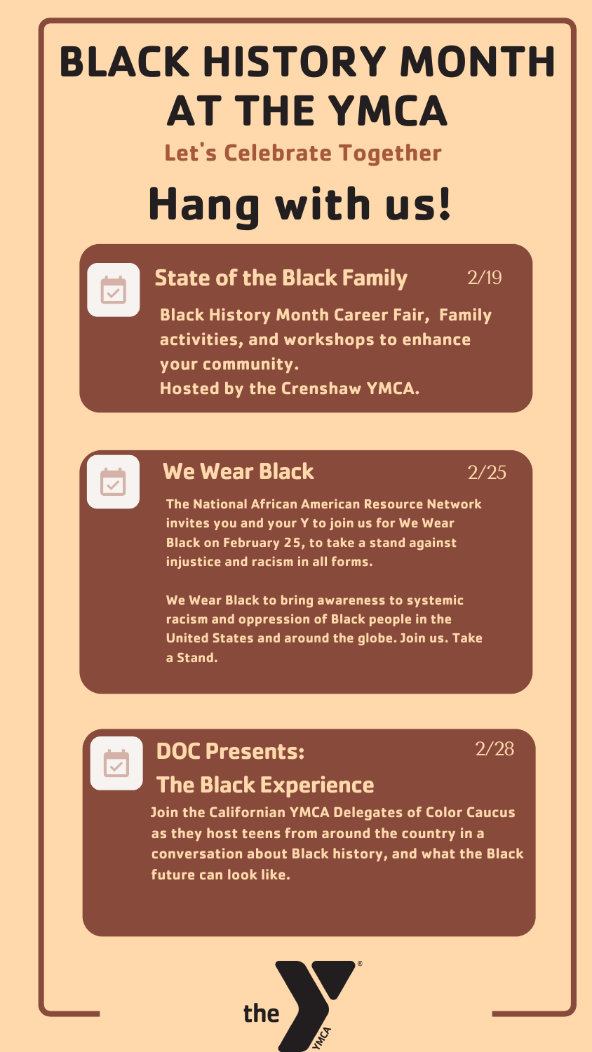# BLACK HISTORY MONTH AT THE YMCA

### Let's Celebrate Together

## Hang with us!

### State of the Black Family

2/19

**Black History Month Career Fair, Family activities, and workshops to enhance your community.**
**Hosted by the Crenshaw YMCA.**

### We Wear Black

2/25

**The National African American Resource Network invites you and your Y to join us for We Wear Black on February 25, to take a stand against injustice and racism in all forms.**

**We Wear Black to bring awareness to systemic racism and oppression of Black people in the United States and around the globe. Join us. Take a Stand.**

### DOC Presents: The Black Experience

2/28

**Join the Californian YMCA Delegates of Color Caucus as they host teens from around the country in a conversation about Black history, and what the Black future can look like.**

the YMCA